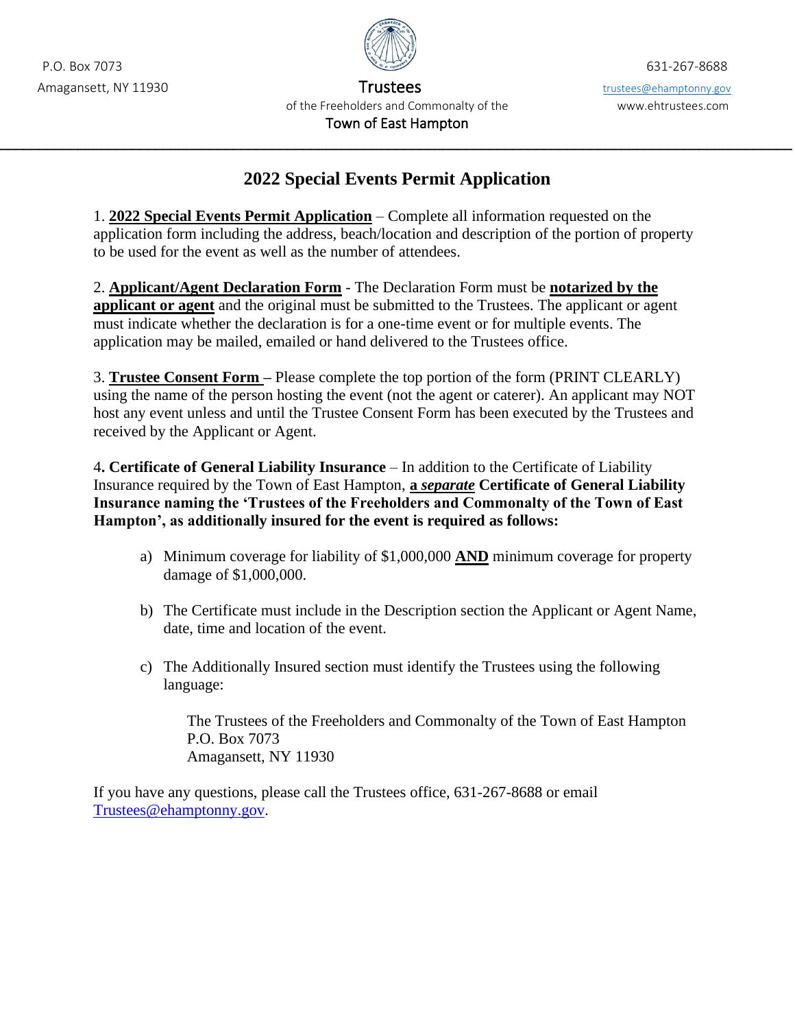P.O. Box 7073
Amagansett, NY 11930

**Trustees**
of the Freeholders and Commonalty of the
**Town of East Hampton**

631-267-8688
trustees@ehamptonny.gov
www.ehtrustees.com

---

# 2022 Special Events Permit Application

1. **2022 Special Events Permit Application** – Complete all information requested on the application form including the address, beach/location and description of the portion of property to be used for the event as well as the number of attendees.

2. **Applicant/Agent Declaration Form** - The Declaration Form must be **notarized by the applicant or agent** and the original must be submitted to the Trustees. The applicant or agent must indicate whether the declaration is for a one-time event or for multiple events. The application may be mailed, emailed or hand delivered to the Trustees office.

3. **Trustee Consent Form** – Please complete the top portion of the form (PRINT CLEARLY) using the name of the person hosting the event (not the agent or caterer). An applicant may NOT host any event unless and until the Trustee Consent Form has been executed by the Trustees and received by the Applicant or Agent.

4. **Certificate of General Liability Insurance** – In addition to the Certificate of Liability Insurance required by the Town of East Hampton, **a *separate* Certificate of General Liability Insurance naming the 'Trustees of the Freeholders and Commonalty of the Town of East Hampton', as additionally insured for the event is required as follows:**

   a) Minimum coverage for liability of $1,000,000 **AND** minimum coverage for property damage of $1,000,000.

   b) The Certificate must include in the Description section the Applicant or Agent Name, date, time and location of the event.

   c) The Additionally Insured section must identify the Trustees using the following language:

      The Trustees of the Freeholders and Commonalty of the Town of East Hampton
      P.O. Box 7073
      Amagansett, NY 11930

If you have any questions, please call the Trustees office, 631-267-8688 or email Trustees@ehamptonny.gov.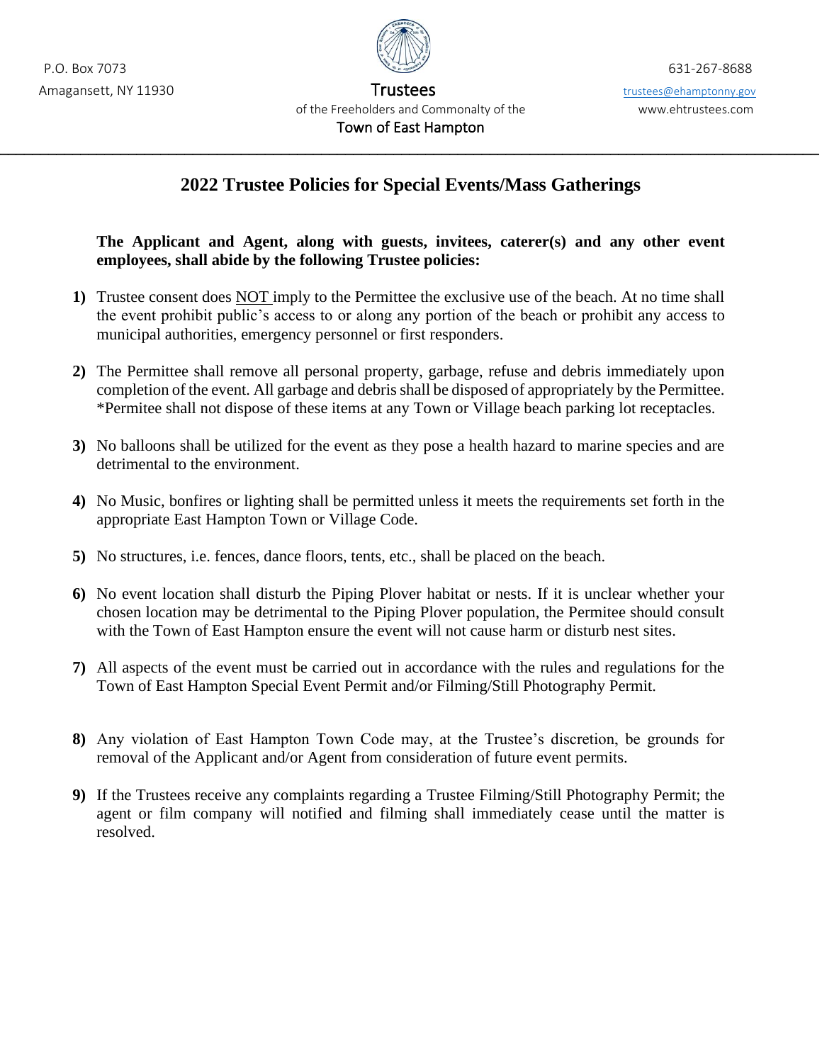P.O. Box 7073
Amagansett, NY 11930

**Trustees**
of the Freeholders and Commonalty of the
Town of East Hampton

631-267-8688
trustees@ehamptonny.gov
www.ehtrustees.com

# 2022 Trustee Policies for Special Events/Mass Gatherings

**The Applicant and Agent, along with guests, invitees, caterer(s) and any other event employees, shall abide by the following Trustee policies:**

1) Trustee consent does NOT imply to the Permittee the exclusive use of the beach. At no time shall the event prohibit public's access to or along any portion of the beach or prohibit any access to municipal authorities, emergency personnel or first responders.

2) The Permittee shall remove all personal property, garbage, refuse and debris immediately upon completion of the event. All garbage and debris shall be disposed of appropriately by the Permittee. *Permitee shall not dispose of these items at any Town or Village beach parking lot receptacles.

3) No balloons shall be utilized for the event as they pose a health hazard to marine species and are detrimental to the environment.

4) No Music, bonfires or lighting shall be permitted unless it meets the requirements set forth in the appropriate East Hampton Town or Village Code.

5) No structures, i.e. fences, dance floors, tents, etc., shall be placed on the beach.

6) No event location shall disturb the Piping Plover habitat or nests. If it is unclear whether your chosen location may be detrimental to the Piping Plover population, the Permitee should consult with the Town of East Hampton ensure the event will not cause harm or disturb nest sites.

7) All aspects of the event must be carried out in accordance with the rules and regulations for the Town of East Hampton Special Event Permit and/or Filming/Still Photography Permit.

8) Any violation of East Hampton Town Code may, at the Trustee's discretion, be grounds for removal of the Applicant and/or Agent from consideration of future event permits.

9) If the Trustees receive any complaints regarding a Trustee Filming/Still Photography Permit; the agent or film company will notified and filming shall immediately cease until the matter is resolved.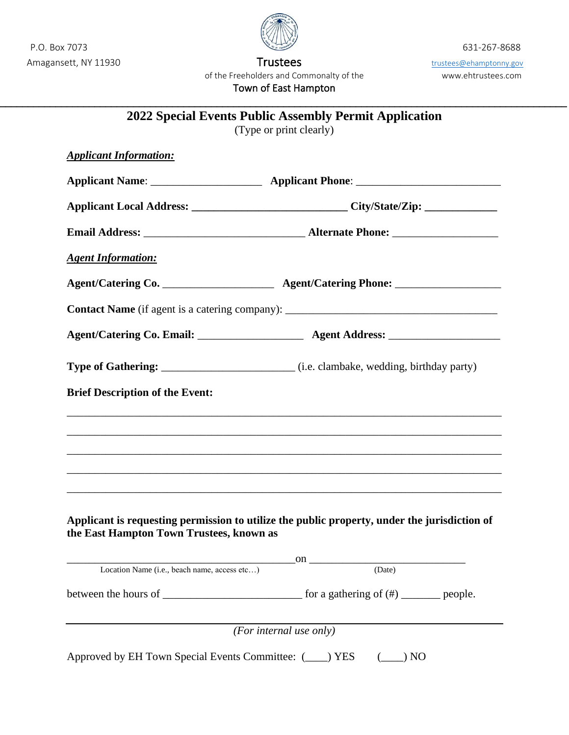P.O. Box 7073
Amagansett, NY 11930

Trustees
of the Freeholders and Commonalty of the
Town of East Hampton

631-267-8688
trustees@ehamptonny.gov
www.ehtrustees.com

# 2022 Special Events Public Assembly Permit Application

(Type or print clearly)

***Applicant Information:***

**Applicant Name**: ____________________ **Applicant Phone**: __________________________

**Applicant Local Address: ____________________________ City/State/Zip: _____________**

**Email Address:** _____________________________ **Alternate Phone:** ___________________

***Agent Information:***

**Agent/Catering Co.** ____________________ **Agent/Catering Phone:** ___________________

**Contact Name** (if agent is a catering company): ______________________________________

**Agent/Catering Co. Email:** ___________________ **Agent Address:** ____________________

**Type of Gathering:** ________________________ (i.e. clambake, wedding, birthday party)

**Brief Description of the Event:**

________________________________________________________________________________

________________________________________________________________________________

________________________________________________________________________________

________________________________________________________________________________

________________________________________________________________________________

**Applicant is requesting permission to utilize the public property, under the jurisdiction of the East Hampton Town Trustees, known as**

__________________________________________ on ____________________________

Location Name (i.e., beach name, access etc…) (Date)

between the hours of _________________________ for a gathering of (#) _______ people.

*(For internal use only)*

Approved by EH Town Special Events Committee: (____) YES (____) NO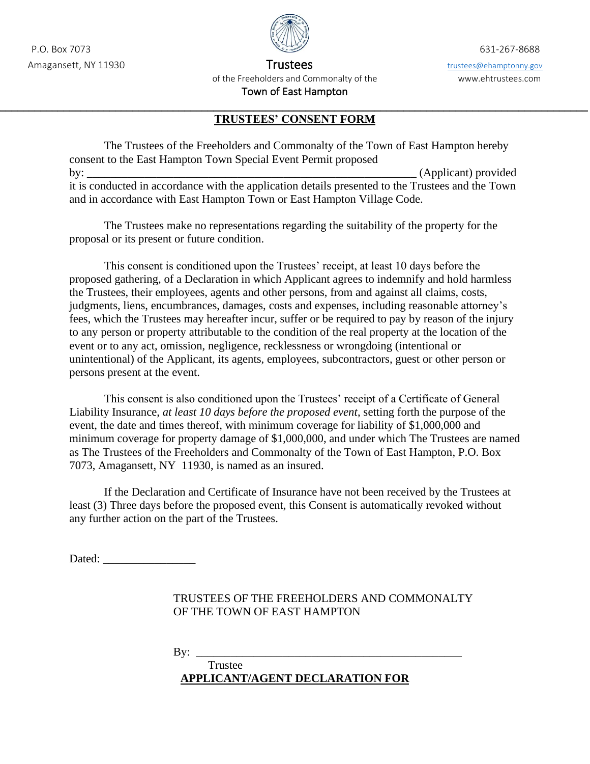P.O. Box 7073
Amagansett, NY 11930

**Trustees**
of the Freeholders and Commonalty of the
Town of East Hampton

631-267-8688
trustees@ehamptonny.gov
www.ehtrustees.com

---

## TRUSTEES' CONSENT FORM

The Trustees of the Freeholders and Commonalty of the Town of East Hampton hereby consent to the East Hampton Town Special Event Permit proposed by: ___________________________________________________________ (Applicant) provided it is conducted in accordance with the application details presented to the Trustees and the Town and in accordance with East Hampton Town or East Hampton Village Code.

The Trustees make no representations regarding the suitability of the property for the proposal or its present or future condition.

This consent is conditioned upon the Trustees' receipt, at least 10 days before the proposed gathering, of a Declaration in which Applicant agrees to indemnify and hold harmless the Trustees, their employees, agents and other persons, from and against all claims, costs, judgments, liens, encumbrances, damages, costs and expenses, including reasonable attorney's fees, which the Trustees may hereafter incur, suffer or be required to pay by reason of the injury to any person or property attributable to the condition of the real property at the location of the event or to any act, omission, negligence, recklessness or wrongdoing (intentional or unintentional) of the Applicant, its agents, employees, subcontractors, guest or other person or persons present at the event.

This consent is also conditioned upon the Trustees' receipt of a Certificate of General Liability Insurance, *at least 10 days before the proposed event*, setting forth the purpose of the event, the date and times thereof, with minimum coverage for liability of $1,000,000 and minimum coverage for property damage of $1,000,000, and under which The Trustees are named as The Trustees of the Freeholders and Commonalty of the Town of East Hampton, P.O. Box 7073, Amagansett, NY 11930, is named as an insured.

If the Declaration and Certificate of Insurance have not been received by the Trustees at least (3) Three days before the proposed event, this Consent is automatically revoked without any further action on the part of the Trustees.

Dated: ________________

TRUSTEES OF THE FREEHOLDERS AND COMMONALTY
OF THE TOWN OF EAST HAMPTON

By: _______________________________________________
Trustee

**APPLICANT/AGENT DECLARATION FOR**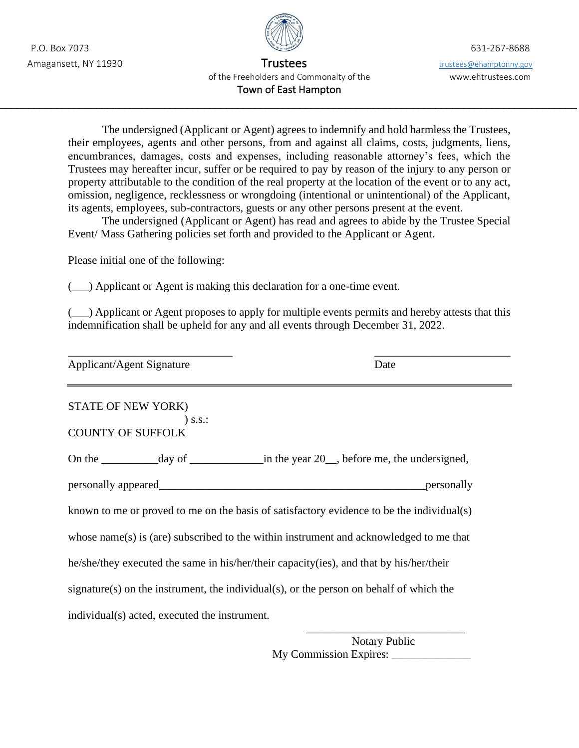P.O. Box 7073
Amagansett, NY 11930

**Trustees**
of the Freeholders and Commonalty of the
Town of East Hampton

631-267-8688
trustees@ehamptonny.gov
www.ehtrustees.com

---

The undersigned (Applicant or Agent) agrees to indemnify and hold harmless the Trustees, their employees, agents and other persons, from and against all claims, costs, judgments, liens, encumbrances, damages, costs and expenses, including reasonable attorney's fees, which the Trustees may hereafter incur, suffer or be required to pay by reason of the injury to any person or property attributable to the condition of the real property at the location of the event or to any act, omission, negligence, recklessness or wrongdoing (intentional or unintentional) of the Applicant, its agents, employees, sub-contractors, guests or any other persons present at the event.

The undersigned (Applicant or Agent) has read and agrees to abide by the Trustee Special Event/ Mass Gathering policies set forth and provided to the Applicant or Agent.

Please initial one of the following:

(___) Applicant or Agent is making this declaration for a one-time event.

(___) Applicant or Agent proposes to apply for multiple events permits and hereby attests that this indemnification shall be upheld for any and all events through December 31, 2022.

_____________________________ Applicant/Agent Signature

________________________ Date

---

STATE OF NEW YORK)
) s.s.:
COUNTY OF SUFFOLK

On the __________day of _____________in the year 20__, before me, the undersigned, personally appeared_________________________________________________personally known to me or proved to me on the basis of satisfactory evidence to be the individual(s) whose name(s) is (are) subscribed to the within instrument and acknowledged to me that he/she/they executed the same in his/her/their capacity(ies), and that by his/her/their signature(s) on the instrument, the individual(s), or the person on behalf of which the individual(s) acted, executed the instrument.

____________________________
Notary Public
My Commission Expires: ______________